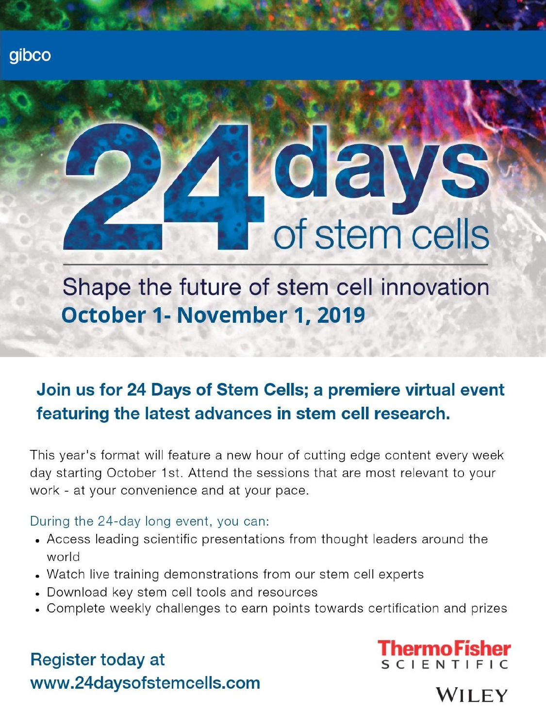gibco

# 24 days of stem cells

## Shape the future of stem cell innovation

**October 1- November 1, 2019**

### Join us for 24 Days of Stem Cells; a premiere virtual event featuring the latest advances in stem cell research.

This year's format will feature a new hour of cutting edge content every week day starting October 1st. Attend the sessions that are most relevant to your work - at your convenience and at your pace.

During the 24-day long event, you can:

- Access leading scientific presentations from thought leaders around the world
- Watch live training demonstrations from our stem cell experts
- Download key stem cell tools and resources
- Complete weekly challenges to earn points towards certification and prizes

**Register today at www.24daysofstemcells.com**

ThermoFisher SCIENTIFIC

WILEY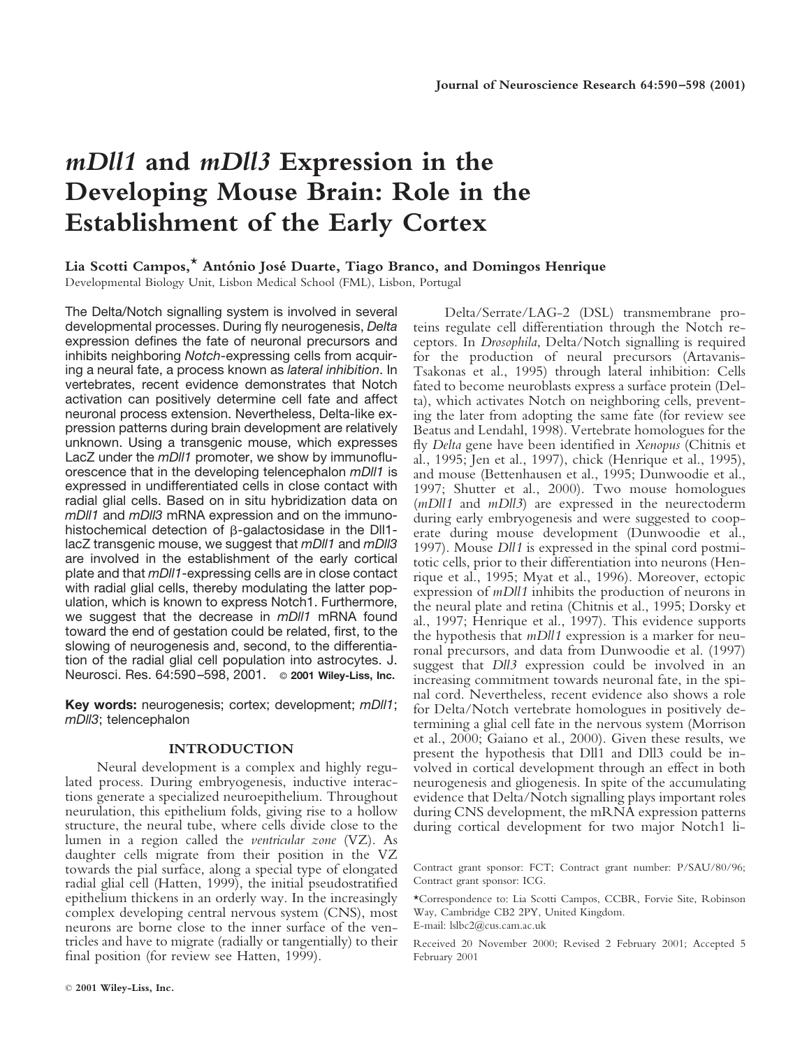# *mDll1* and *mDll3* Expression in the Developing Mouse Brain: Role in the Establishment of the Early Cortex

**Lia Scotti Campos,\* António José Duarte, Tiago Branco, and Domingos Henrique**

Developmental Biology Unit, Lisbon Medical School (FML), Lisbon, Portugal

The Delta/Notch signalling system is involved in several developmental processes. During fly neurogenesis, *Delta* expression defines the fate of neuronal precursors and inhibits neighboring *Notch*-expressing cells from acquiring a neural fate, a process known as *lateral inhibition*. In vertebrates, recent evidence demonstrates that Notch activation can positively determine cell fate and affect neuronal process extension. Nevertheless, Delta-like expression patterns during brain development are relatively unknown. Using a transgenic mouse, which expresses LacZ under the *mDll1* promoter, we show by immunofluorescence that in the developing telencephalon *mDll1* is expressed in undifferentiated cells in close contact with radial glial cells. Based on in situ hybridization data on *mDll1* and *mDll3* mRNA expression and on the immunohistochemical detection of β-galactosidase in the Dll1-lacZ transgenic mouse, we suggest that *mDll1* and *mDll3* are involved in the establishment of the early cortical plate and that *mDll1*-expressing cells are in close contact with radial glial cells, thereby modulating the latter population, which is known to express Notch1. Furthermore, we suggest that the decrease in *mDll1* mRNA found toward the end of gestation could be related, first, to the slowing of neurogenesis and, second, to the differentiation of the radial glial cell population into astrocytes. J. Neurosci. Res. 64:590–598, 2001. © 2001 Wiley-Liss, Inc.

**Key words:** neurogenesis; cortex; development; *mDll1*; *mDll3*; telencephalon

## INTRODUCTION

Neural development is a complex and highly regulated process. During embryogenesis, inductive interactions generate a specialized neuroepithelium. Throughout neurulation, this epithelium folds, giving rise to a hollow structure, the neural tube, where cells divide close to the lumen in a region called the *ventricular zone* (VZ). As daughter cells migrate from their position in the VZ towards the pial surface, along a special type of elongated radial glial cell (Hatten, 1999), the initial pseudostratified epithelium thickens in an orderly way. In the increasingly complex developing central nervous system (CNS), most neurons are borne close to the inner surface of the ventricles and have to migrate (radially or tangentially) to their final position (for review see Hatten, 1999).

Delta/Serrate/LAG-2 (DSL) transmembrane proteins regulate cell differentiation through the Notch receptors. In *Drosophila*, Delta/Notch signalling is required for the production of neural precursors (Artavanis-Tsakonas et al., 1995) through lateral inhibition: Cells fated to become neuroblasts express a surface protein (Delta), which activates Notch on neighboring cells, preventing the later from adopting the same fate (for review see Beatus and Lendahl, 1998). Vertebrate homologues for the fly *Delta* gene have been identified in *Xenopus* (Chitnis et al., 1995; Jen et al., 1997), chick (Henrique et al., 1995), and mouse (Bettenhausen et al., 1995; Dunwoodie et al., 1997; Shutter et al., 2000). Two mouse homologues (*mDll1* and *mDll3*) are expressed in the neurectoderm during early embryogenesis and were suggested to cooperate during mouse development (Dunwoodie et al., 1997). Mouse *Dll1* is expressed in the spinal cord postmitotic cells, prior to their differentiation into neurons (Henrique et al., 1995; Myat et al., 1996). Moreover, ectopic expression of *mDll1* inhibits the production of neurons in the neural plate and retina (Chitnis et al., 1995; Dorsky et al., 1997; Henrique et al., 1997). This evidence supports the hypothesis that *mDll1* expression is a marker for neuronal precursors, and data from Dunwoodie et al. (1997) suggest that *Dll3* expression could be involved in an increasing commitment towards neuronal fate, in the spinal cord. Nevertheless, recent evidence also shows a role for Delta/Notch vertebrate homologues in positively determining a glial cell fate in the nervous system (Morrison et al., 2000; Gaiano et al., 2000). Given these results, we present the hypothesis that Dll1 and Dll3 could be involved in cortical development through an effect in both neurogenesis and gliogenesis. In spite of the accumulating evidence that Delta/Notch signalling plays important roles during CNS development, the mRNA expression patterns during cortical development for two major Notch1 li-

Contract grant sponsor: FCT; Contract grant number: P/SAU/80/96; Contract grant sponsor: ICG.

\*Correspondence to: Lia Scotti Campos, CCBR, Forvie Site, Robinson Way, Cambridge CB2 2PY, United Kingdom. E-mail: lslbc2@cus.cam.ac.uk

Received 20 November 2000; Revised 2 February 2001; Accepted 5 February 2001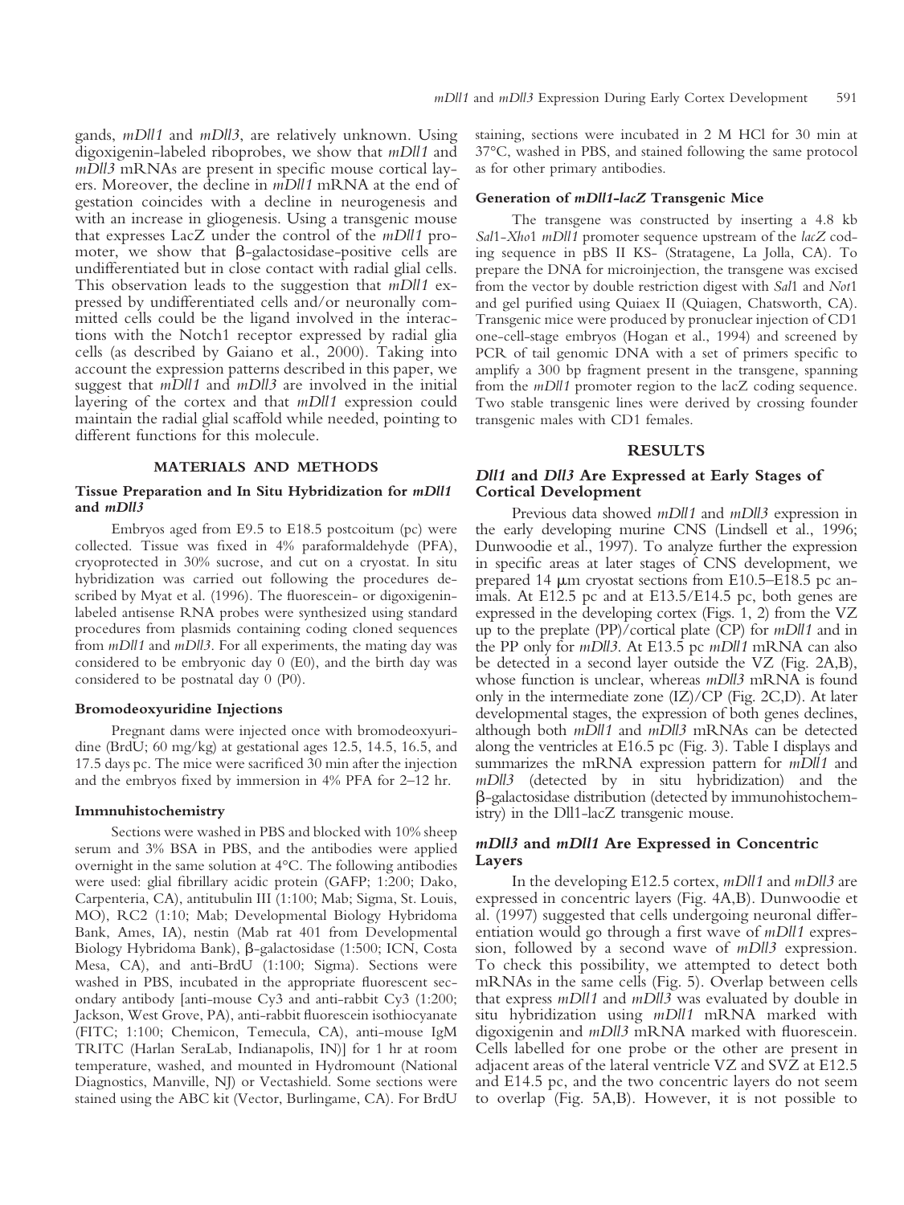gands, *mDll1* and *mDll3*, are relatively unknown. Using digoxigenin-labeled riboprobes, we show that *mDll1* and *mDll3* mRNAs are present in specific mouse cortical layers. Moreover, the decline in *mDll1* mRNA at the end of gestation coincides with a decline in neurogenesis and with an increase in gliogenesis. Using a transgenic mouse that expresses LacZ under the control of the *mDll1* promoter, we show that β-galactosidase-positive cells are undifferentiated but in close contact with radial glial cells. This observation leads to the suggestion that *mDll1* expressed by undifferentiated cells and/or neuronally committed cells could be the ligand involved in the interactions with the Notch1 receptor expressed by radial glia cells (as described by Gaiano et al., 2000). Taking into account the expression patterns described in this paper, we suggest that *mDll1* and *mDll3* are involved in the initial layering of the cortex and that *mDll1* expression could maintain the radial glial scaffold while needed, pointing to different functions for this molecule.

## MATERIALS AND METHODS

### Tissue Preparation and In Situ Hybridization for *mDll1* and *mDll3*

Embryos aged from E9.5 to E18.5 postcoitum (pc) were collected. Tissue was fixed in 4% paraformaldehyde (PFA), cryoprotected in 30% sucrose, and cut on a cryostat. In situ hybridization was carried out following the procedures described by Myat et al. (1996). The fluorescein- or digoxigenin-labeled antisense RNA probes were synthesized using standard procedures from plasmids containing coding cloned sequences from *mDll1* and *mDll3*. For all experiments, the mating day was considered to be embryonic day 0 (E0), and the birth day was considered to be postnatal day 0 (P0).

### Bromodeoxyuridine Injections

Pregnant dams were injected once with bromodeoxyuridine (BrdU; 60 mg/kg) at gestational ages 12.5, 14.5, 16.5, and 17.5 days pc. The mice were sacrificed 30 min after the injection and the embryos fixed by immersion in 4% PFA for 2–12 hr.

### Immnuhistochemistry

Sections were washed in PBS and blocked with 10% sheep serum and 3% BSA in PBS, and the antibodies were applied overnight in the same solution at 4°C. The following antibodies were used: glial fibrillary acidic protein (GAFP; 1:200; Dako, Carpenteria, CA), antitubulin III (1:100; Mab; Sigma, St. Louis, MO), RC2 (1:10; Mab; Developmental Biology Hybridoma Bank, Ames, IA), nestin (Mab rat 401 from Developmental Biology Hybridoma Bank), β-galactosidase (1:500; ICN, Costa Mesa, CA), and anti-BrdU (1:100; Sigma). Sections were washed in PBS, incubated in the appropriate fluorescent secondary antibody [anti-mouse Cy3 and anti-rabbit Cy3 (1:200; Jackson, West Grove, PA), anti-rabbit fluorescein isothiocyanate (FITC; 1:100; Chemicon, Temecula, CA), anti-mouse IgM TRITC (Harlan SeraLab, Indianapolis, IN)] for 1 hr at room temperature, washed, and mounted in Hydromount (National Diagnostics, Manville, NJ) or Vectashield. Some sections were stained using the ABC kit (Vector, Burlingame, CA). For BrdU staining, sections were incubated in 2 M HCl for 30 min at 37°C, washed in PBS, and stained following the same protocol as for other primary antibodies.

### Generation of *mDll1-lacZ* Transgenic Mice

The transgene was constructed by inserting a 4.8 kb *Sal*1-*Xho*1 *mDll1* promoter sequence upstream of the *lacZ* coding sequence in pBS II KS- (Stratagene, La Jolla, CA). To prepare the DNA for microinjection, the transgene was excised from the vector by double restriction digest with *Sal*1 and *Not*1 and gel purified using Quiaex II (Quiagen, Chatsworth, CA). Transgenic mice were produced by pronuclear injection of CD1 one-cell-stage embryos (Hogan et al., 1994) and screened by PCR of tail genomic DNA with a set of primers specific to amplify a 300 bp fragment present in the transgene, spanning from the *mDll1* promoter region to the lacZ coding sequence. Two stable transgenic lines were derived by crossing founder transgenic males with CD1 females.

## RESULTS

### *Dll1* and *Dll3* Are Expressed at Early Stages of Cortical Development

Previous data showed *mDll1* and *mDll3* expression in the early developing murine CNS (Lindsell et al., 1996; Dunwoodie et al., 1997). To analyze further the expression in specific areas at later stages of CNS development, we prepared 14 μm cryostat sections from E10.5–E18.5 pc animals. At E12.5 pc and at E13.5/E14.5 pc, both genes are expressed in the developing cortex (Figs. 1, 2) from the VZ up to the preplate (PP)/cortical plate (CP) for *mDll1* and in the PP only for *mDll3*. At E13.5 pc *mDll1* mRNA can also be detected in a second layer outside the VZ (Fig. 2A,B), whose function is unclear, whereas *mDll3* mRNA is found only in the intermediate zone (IZ)/CP (Fig. 2C,D). At later developmental stages, the expression of both genes declines, although both *mDll1* and *mDll3* mRNAs can be detected along the ventricles at E16.5 pc (Fig. 3). Table I displays and summarizes the mRNA expression pattern for *mDll1* and *mDll3* (detected by in situ hybridization) and the β-galactosidase distribution (detected by immunohistochemistry) in the Dll1-lacZ transgenic mouse.

### *mDll3* and *mDll1* Are Expressed in Concentric Layers

In the developing E12.5 cortex, *mDll1* and *mDll3* are expressed in concentric layers (Fig. 4A,B). Dunwoodie et al. (1997) suggested that cells undergoing neuronal differentiation would go through a first wave of *mDll1* expression, followed by a second wave of *mDll3* expression. To check this possibility, we attempted to detect both mRNAs in the same cells (Fig. 5). Overlap between cells that express *mDll1* and *mDll3* was evaluated by double in situ hybridization using *mDll1* mRNA marked with digoxigenin and *mDll3* mRNA marked with fluorescein. Cells labelled for one probe or the other are present in adjacent areas of the lateral ventricle VZ and SVZ at E12.5 and E14.5 pc, and the two concentric layers do not seem to overlap (Fig. 5A,B). However, it is not possible to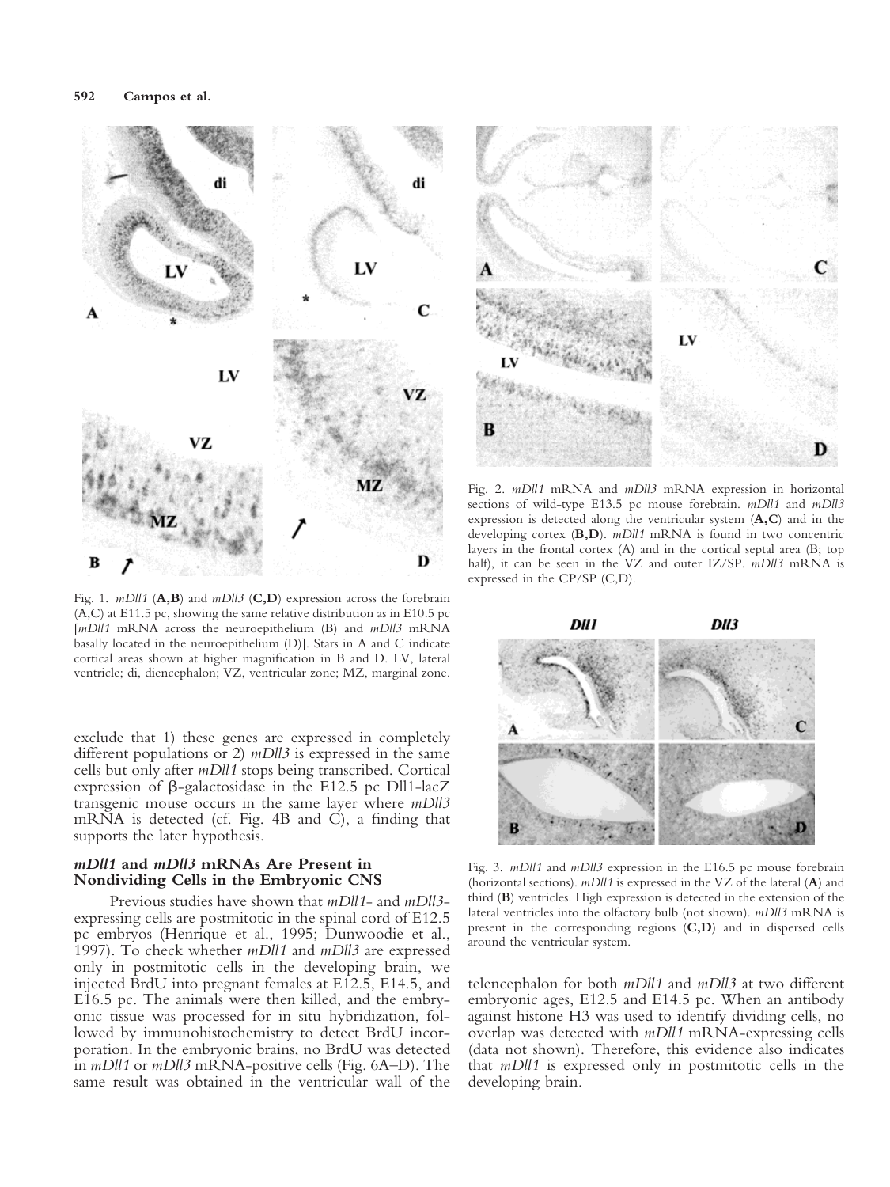Fig. 1. *mDll1* (**A,B**) and *mDll3* (**C,D**) expression across the forebrain (A,C) at E11.5 pc, showing the same relative distribution as in E10.5 pc [*mDll1* mRNA across the neuroepithelium (B) and *mDll3* mRNA basally located in the neuroepithelium (D)]. Stars in A and C indicate cortical areas shown at higher magnification in B and D. LV, lateral ventricle; di, diencephalon; VZ, ventricular zone; MZ, marginal zone.

exclude that 1) these genes are expressed in completely different populations or 2) *mDll3* is expressed in the same cells but only after *mDll1* stops being transcribed. Cortical expression of β-galactosidase in the E12.5 pc Dll1-lacZ transgenic mouse occurs in the same layer where *mDll3* mRNA is detected (cf. Fig. 4B and C), a finding that supports the later hypothesis.

## *mDll1* and *mDll3* mRNAs Are Present in Nondividing Cells in the Embryonic CNS

Previous studies have shown that *mDll1*- and *mDll3*-expressing cells are postmitotic in the spinal cord of E12.5 pc embryos (Henrique et al., 1995; Dunwoodie et al., 1997). To check whether *mDll1* and *mDll3* are expressed only in postmitotic cells in the developing brain, we injected BrdU into pregnant females at E12.5, E14.5, and E16.5 pc. The animals were then killed, and the embryonic tissue was processed for in situ hybridization, followed by immunohistochemistry to detect BrdU incorporation. In the embryonic brains, no BrdU was detected in *mDll1* or *mDll3* mRNA-positive cells (Fig. 6A–D). The same result was obtained in the ventricular wall of the telencephalon for both *mDll1* and *mDll3* at two different embryonic ages, E12.5 and E14.5 pc. When an antibody against histone H3 was used to identify dividing cells, no overlap was detected with *mDll1* mRNA-expressing cells (data not shown). Therefore, this evidence also indicates that *mDll1* is expressed only in postmitotic cells in the developing brain.

Fig. 2. *mDll1* mRNA and *mDll3* mRNA expression in horizontal sections of wild-type E13.5 pc mouse forebrain. *mDll1* and *mDll3* expression is detected along the ventricular system (**A,C**) and in the developing cortex (**B,D**). *mDll1* mRNA is found in two concentric layers in the frontal cortex (A) and in the cortical septal area (B; top half), it can be seen in the VZ and outer IZ/SP. *mDll3* mRNA is expressed in the CP/SP (C,D).

Fig. 3. *mDll1* and *mDll3* expression in the E16.5 pc mouse forebrain (horizontal sections). *mDll1* is expressed in the VZ of the lateral (**A**) and third (**B**) ventricles. High expression is detected in the extension of the lateral ventricles into the olfactory bulb (not shown). *mDll3* mRNA is present in the corresponding regions (**C,D**) and in dispersed cells around the ventricular system.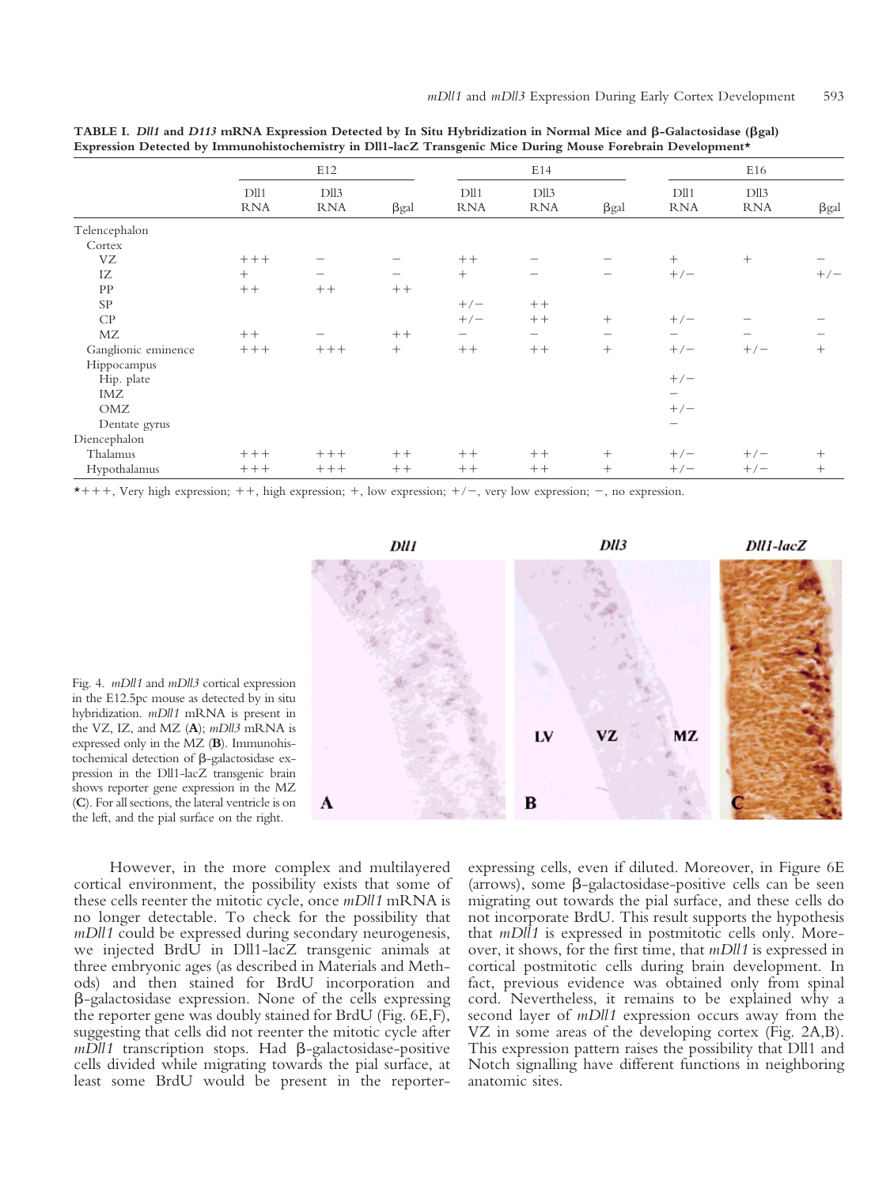**TABLE I. *Dll1* and *D113* mRNA Expression Detected by In Situ Hybridization in Normal Mice and β-Galactosidase (βgal) Expression Detected by Immunohistochemistry in Dll1-lacZ Transgenic Mice During Mouse Forebrain Development***

| | E12 | | | E14 | | | E16 | | |
|---|---|---|---|---|---|---|---|---|---|
| | Dll1 RNA | Dll3 RNA | βgal | Dll1 RNA | Dll3 RNA | βgal | Dll1 RNA | Dll3 RNA | βgal |
| Telencephalon | | | | | | | | | |
| Cortex | | | | | | | | | |
| VZ | +++ | − | − | ++ | − | − | + | + | − |
| IZ | + | − | − | + | − | − | +/− | | +/− |
| PP | ++ | ++ | ++ | | | | | | |
| SP | | | | +/− | ++ | | | | |
| CP | | | | +/− | ++ | + | +/− | − | − |
| MZ | ++ | − | ++ | − | − | − | − | − | − |
| Ganglionic eminence | +++ | +++ | + | ++ | ++ | + | +/− | +/− | + |
| Hippocampus | | | | | | | | | |
| Hip. plate | | | | | | | +/− | | |
| IMZ | | | | | | | − | | |
| OMZ | | | | | | | +/− | | |
| Dentate gyrus | | | | | | | − | | |
| Diencephalon | | | | | | | | | |
| Thalamus | +++ | +++ | ++ | ++ | ++ | + | +/− | +/− | + |
| Hypothalamus | +++ | +++ | ++ | ++ | ++ | + | +/− | +/− | + |

*+++, Very high expression; ++, high expression; +, low expression; +/−, very low expression; −, no expression.

Fig. 4. *mDll1* and *mDll3* cortical expression in the E12.5pc mouse as detected by in situ hybridization. *mDll1* mRNA is present in the VZ, IZ, and MZ (**A**); *mDll3* mRNA is expressed only in the MZ (**B**). Immunohistochemical detection of β-galactosidase expression in the Dll1-lacZ transgenic brain shows reporter gene expression in the MZ (**C**). For all sections, the lateral ventricle is on the left, and the pial surface on the right.

However, in the more complex and multilayered cortical environment, the possibility exists that some of these cells reenter the mitotic cycle, once *mDll1* mRNA is no longer detectable. To check for the possibility that *mDll1* could be expressed during secondary neurogenesis, we injected BrdU in Dll1-lacZ transgenic animals at three embryonic ages (as described in Materials and Methods) and then stained for BrdU incorporation and β-galactosidase expression. None of the cells expressing the reporter gene was doubly stained for BrdU (Fig. 6E,F), suggesting that cells did not reenter the mitotic cycle after *mDll1* transcription stops. Had β-galactosidase-positive cells divided while migrating towards the pial surface, at least some BrdU would be present in the reporter-expressing cells, even if diluted. Moreover, in Figure 6E (arrows), some β-galactosidase-positive cells can be seen migrating out towards the pial surface, and these cells do not incorporate BrdU. This result supports the hypothesis that *mDll1* is expressed in postmitotic cells only. Moreover, it shows, for the first time, that *mDll1* is expressed in cortical postmitotic cells during brain development. In fact, previous evidence was obtained only from spinal cord. Nevertheless, it remains to be explained why a second layer of *mDll1* expression occurs away from the VZ in some areas of the developing cortex (Fig. 2A,B). This expression pattern raises the possibility that Dll1 and Notch signalling have different functions in neighboring anatomic sites.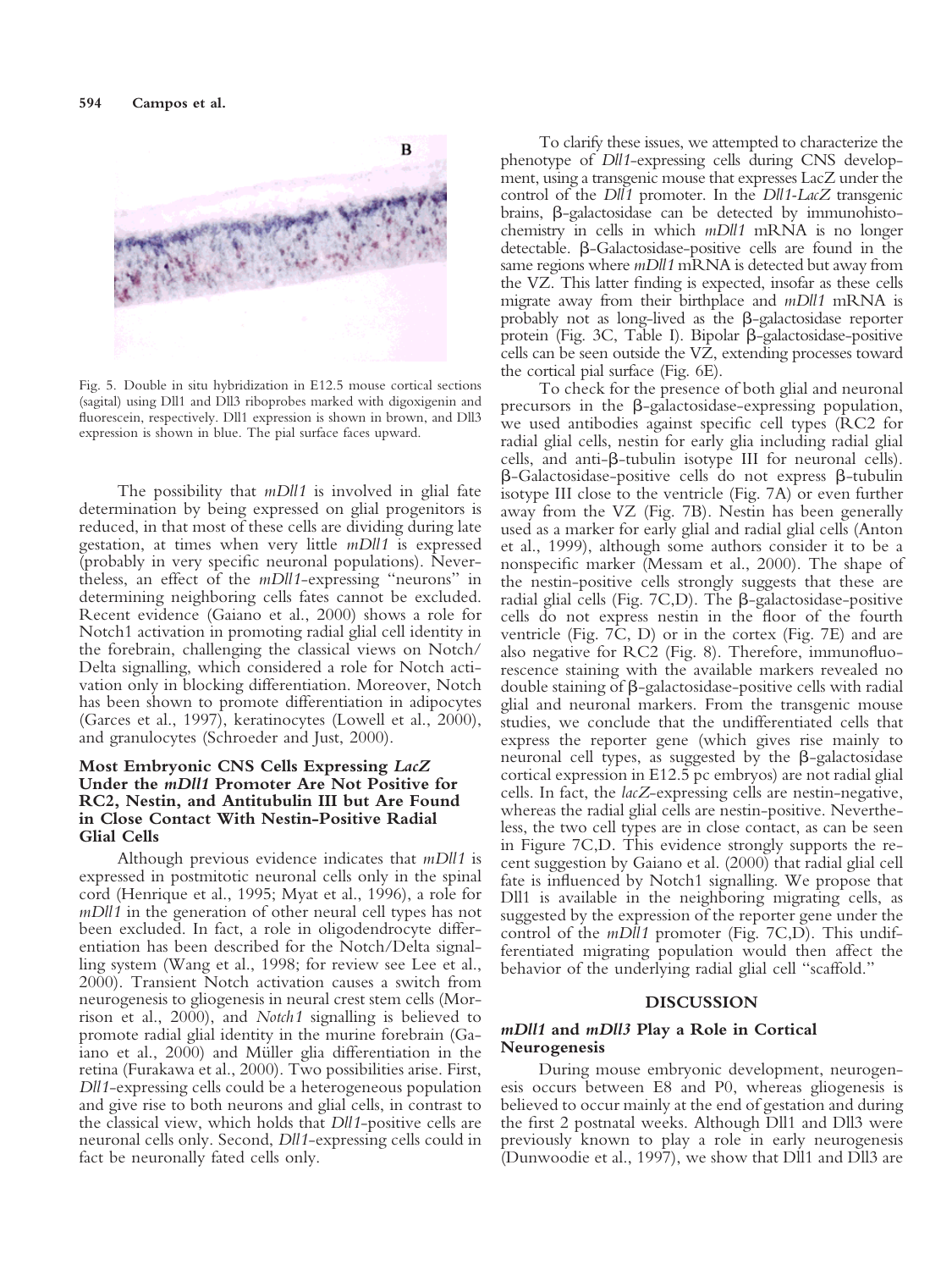Fig. 5. Double in situ hybridization in E12.5 mouse cortical sections (sagital) using Dll1 and Dll3 riboprobes marked with digoxigenin and fluorescein, respectively. Dll1 expression is shown in brown, and Dll3 expression is shown in blue. The pial surface faces upward.

The possibility that *mDll1* is involved in glial fate determination by being expressed on glial progenitors is reduced, in that most of these cells are dividing during late gestation, at times when very little *mDll1* is expressed (probably in very specific neuronal populations). Nevertheless, an effect of the *mDll1*-expressing "neurons" in determining neighboring cells fates cannot be excluded. Recent evidence (Gaiano et al., 2000) shows a role for Notch1 activation in promoting radial glial cell identity in the forebrain, challenging the classical views on Notch/Delta signalling, which considered a role for Notch activation only in blocking differentiation. Moreover, Notch has been shown to promote differentiation in adipocytes (Garces et al., 1997), keratinocytes (Lowell et al., 2000), and granulocytes (Schroeder and Just, 2000).

### Most Embryonic CNS Cells Expressing *LacZ* Under the *mDll1* Promoter Are Not Positive for RC2, Nestin, and Antitubulin III but Are Found in Close Contact With Nestin-Positive Radial Glial Cells

Although previous evidence indicates that *mDll1* is expressed in postmitotic neuronal cells only in the spinal cord (Henrique et al., 1995; Myat et al., 1996), a role for *mDll1* in the generation of other neural cell types has not been excluded. In fact, a role in oligodendrocyte differentiation has been described for the Notch/Delta signalling system (Wang et al., 1998; for review see Lee et al., 2000). Transient Notch activation causes a switch from neurogenesis to gliogenesis in neural crest stem cells (Morrison et al., 2000), and *Notch1* signalling is believed to promote radial glial identity in the murine forebrain (Gaiano et al., 2000) and Müller glia differentiation in the retina (Furakawa et al., 2000). Two possibilities arise. First, *Dll1*-expressing cells could be a heterogeneous population and give rise to both neurons and glial cells, in contrast to the classical view, which holds that *Dll1*-positive cells are neuronal cells only. Second, *Dll1*-expressing cells could in fact be neuronally fated cells only.

To clarify these issues, we attempted to characterize the phenotype of *Dll1*-expressing cells during CNS development, using a transgenic mouse that expresses LacZ under the control of the *Dll1* promoter. In the *Dll1-LacZ* transgenic brains, β-galactosidase can be detected by immunohistochemistry in cells in which *mDll1* mRNA is no longer detectable. β-Galactosidase-positive cells are found in the same regions where *mDll1* mRNA is detected but away from the VZ. This latter finding is expected, insofar as these cells migrate away from their birthplace and *mDll1* mRNA is probably not as long-lived as the β-galactosidase reporter protein (Fig. 3C, Table I). Bipolar β-galactosidase-positive cells can be seen outside the VZ, extending processes toward the cortical pial surface (Fig. 6E).

To check for the presence of both glial and neuronal precursors in the β-galactosidase-expressing population, we used antibodies against specific cell types (RC2 for radial glial cells, nestin for early glia including radial glial cells, and anti-β-tubulin isotype III for neuronal cells). β-Galactosidase-positive cells do not express β-tubulin isotype III close to the ventricle (Fig. 7A) or even further away from the VZ (Fig. 7B). Nestin has been generally used as a marker for early glial and radial glial cells (Anton et al., 1999), although some authors consider it to be a nonspecific marker (Messam et al., 2000). The shape of the nestin-positive cells strongly suggests that these are radial glial cells (Fig. 7C,D). The β-galactosidase-positive cells do not express nestin in the floor of the fourth ventricle (Fig. 7C, D) or in the cortex (Fig. 7E) and are also negative for RC2 (Fig. 8). Therefore, immunofluorescence staining with the available markers revealed no double staining of β-galactosidase-positive cells with radial glial and neuronal markers. From the transgenic mouse studies, we conclude that the undifferentiated cells that express the reporter gene (which gives rise mainly to neuronal cell types, as suggested by the β-galactosidase cortical expression in E12.5 pc embryos) are not radial glial cells. In fact, the *lacZ*-expressing cells are nestin-negative, whereas the radial glial cells are nestin-positive. Nevertheless, the two cell types are in close contact, as can be seen in Figure 7C,D. This evidence strongly supports the recent suggestion by Gaiano et al. (2000) that radial glial cell fate is influenced by Notch1 signalling. We propose that Dll1 is available in the neighboring migrating cells, as suggested by the expression of the reporter gene under the control of the *mDll1* promoter (Fig. 7C,D). This undifferentiated migrating population would then affect the behavior of the underlying radial glial cell "scaffold."

## DISCUSSION

### *mDll1* and *mDll3* Play a Role in Cortical Neurogenesis

During mouse embryonic development, neurogenesis occurs between E8 and P0, whereas gliogenesis is believed to occur mainly at the end of gestation and during the first 2 postnatal weeks. Although Dll1 and Dll3 were previously known to play a role in early neurogenesis (Dunwoodie et al., 1997), we show that Dll1 and Dll3 are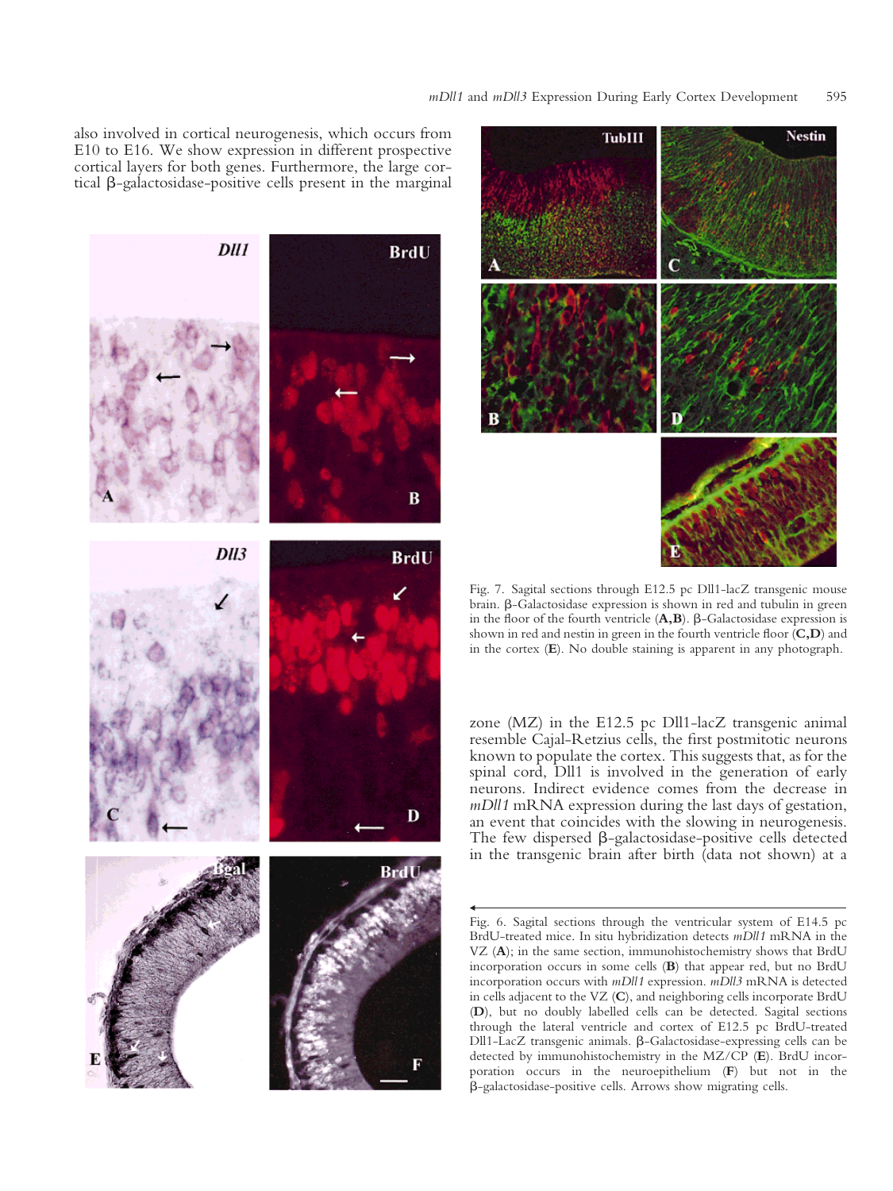also involved in cortical neurogenesis, which occurs from E10 to E16. We show expression in different prospective cortical layers for both genes. Furthermore, the large cortical β-galactosidase-positive cells present in the marginal zone (MZ) in the E12.5 pc Dll1-lacZ transgenic animal resemble Cajal-Retzius cells, the first postmitotic neurons known to populate the cortex. This suggests that, as for the spinal cord, Dll1 is involved in the generation of early neurons. Indirect evidence comes from the decrease in *mDll1* mRNA expression during the last days of gestation, an event that coincides with the slowing in neurogenesis. The few dispersed β-galactosidase-positive cells detected in the transgenic brain after birth (data not shown) at a

Fig. 7. Sagital sections through E12.5 pc Dll1-lacZ transgenic mouse brain. β-Galactosidase expression is shown in red and tubulin in green in the floor of the fourth ventricle (**A**,**B**). β-Galactosidase expression is shown in red and nestin in green in the fourth ventricle floor (**C**,**D**) and in the cortex (**E**). No double staining is apparent in any photograph.

Fig. 6. Sagital sections through the ventricular system of E14.5 pc BrdU-treated mice. In situ hybridization detects *mDll1* mRNA in the VZ (**A**); in the same section, immunohistochemistry shows that BrdU incorporation occurs in some cells (**B**) that appear red, but no BrdU incorporation occurs with *mDll1* expression. *mDll3* mRNA is detected in cells adjacent to the VZ (**C**), and neighboring cells incorporate BrdU (**D**), but no doubly labelled cells can be detected. Sagital sections through the lateral ventricle and cortex of E12.5 pc BrdU-treated Dll1-LacZ transgenic animals. β-Galactosidase-expressing cells can be detected by immunohistochemistry in the MZ/CP (**E**). BrdU incorporation occurs in the neuroepithelium (**F**) but not in the β-galactosidase-positive cells. Arrows show migrating cells.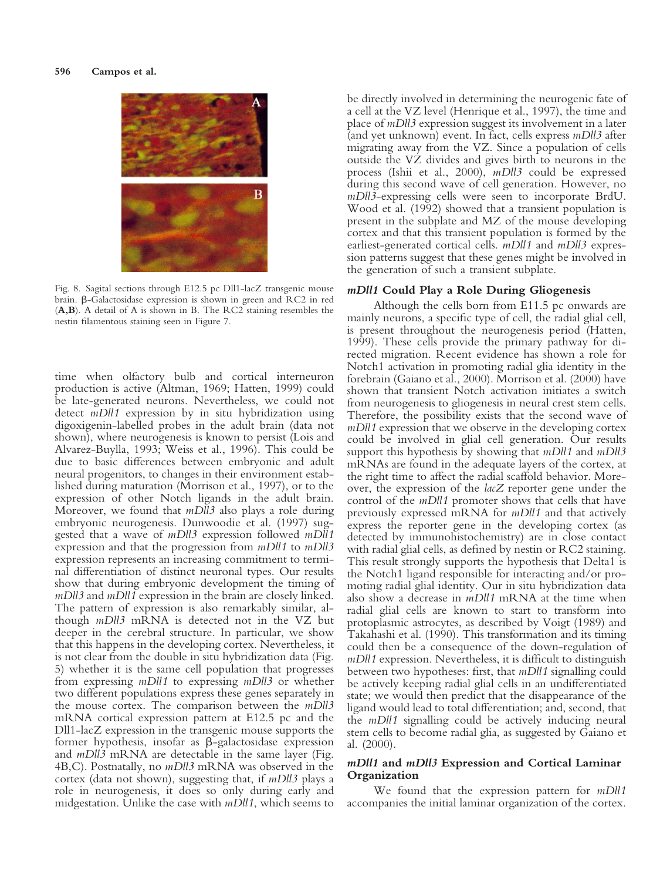Fig. 8. Sagital sections through E12.5 pc Dll1-lacZ transgenic mouse brain. β-Galactosidase expression is shown in green and RC2 in red (**A,B**). A detail of A is shown in B. The RC2 staining resembles the nestin filamentous staining seen in Figure 7.

time when olfactory bulb and cortical interneuron production is active (Altman, 1969; Hatten, 1999) could be late-generated neurons. Nevertheless, we could not detect *mDll1* expression by in situ hybridization using digoxigenin-labelled probes in the adult brain (data not shown), where neurogenesis is known to persist (Lois and Alvarez-Buylla, 1993; Weiss et al., 1996). This could be due to basic differences between embryonic and adult neural progenitors, to changes in their environment established during maturation (Morrison et al., 1997), or to the expression of other Notch ligands in the adult brain. Moreover, we found that *mDll3* also plays a role during embryonic neurogenesis. Dunwoodie et al. (1997) suggested that a wave of *mDll3* expression followed *mDll1* expression and that the progression from *mDll1* to *mDll3* expression represents an increasing commitment to terminal differentiation of distinct neuronal types. Our results show that during embryonic development the timing of *mDll3* and *mDll1* expression in the brain are closely linked. The pattern of expression is also remarkably similar, although *mDll3* mRNA is detected not in the VZ but deeper in the cerebral structure. In particular, we show that this happens in the developing cortex. Nevertheless, it is not clear from the double in situ hybridization data (Fig. 5) whether it is the same cell population that progresses from expressing *mDll1* to expressing *mDll3* or whether two different populations express these genes separately in the mouse cortex. The comparison between the *mDll3* mRNA cortical expression pattern at E12.5 pc and the Dll1-lacZ expression in the transgenic mouse supports the former hypothesis, insofar as β-galactosidase expression and *mDll3* mRNA are detectable in the same layer (Fig. 4B,C). Postnatally, no *mDll3* mRNA was observed in the cortex (data not shown), suggesting that, if *mDll3* plays a role in neurogenesis, it does so only during early and midgestation. Unlike the case with *mDll1*, which seems to be directly involved in determining the neurogenic fate of a cell at the VZ level (Henrique et al., 1997), the time and place of *mDll3* expression suggest its involvement in a later (and yet unknown) event. In fact, cells express *mDll3* after migrating away from the VZ. Since a population of cells outside the VZ divides and gives birth to neurons in the process (Ishii et al., 2000), *mDll3* could be expressed during this second wave of cell generation. However, no *mDll3*-expressing cells were seen to incorporate BrdU. Wood et al. (1992) showed that a transient population is present in the subplate and MZ of the mouse developing cortex and that this transient population is formed by the earliest-generated cortical cells. *mDll1* and *mDll3* expression patterns suggest that these genes might be involved in the generation of such a transient subplate.

### *mDll1* Could Play a Role During Gliogenesis

Although the cells born from E11.5 pc onwards are mainly neurons, a specific type of cell, the radial glial cell, is present throughout the neurogenesis period (Hatten, 1999). These cells provide the primary pathway for directed migration. Recent evidence has shown a role for Notch1 activation in promoting radial glia identity in the forebrain (Gaiano et al., 2000). Morrison et al. (2000) have shown that transient Notch activation initiates a switch from neurogenesis to gliogenesis in neural crest stem cells. Therefore, the possibility exists that the second wave of *mDll1* expression that we observe in the developing cortex could be involved in glial cell generation. Our results support this hypothesis by showing that *mDll1* and *mDll3* mRNAs are found in the adequate layers of the cortex, at the right time to affect the radial scaffold behavior. Moreover, the expression of the *lacZ* reporter gene under the control of the *mDll1* promoter shows that cells that have previously expressed mRNA for *mDll1* and that actively express the reporter gene in the developing cortex (as detected by immunohistochemistry) are in close contact with radial glial cells, as defined by nestin or RC2 staining. This result strongly supports the hypothesis that Delta1 is the Notch1 ligand responsible for interacting and/or promoting radial glial identity. Our in situ hybridization data also show a decrease in *mDll1* mRNA at the time when radial glial cells are known to start to transform into protoplasmic astrocytes, as described by Voigt (1989) and Takahashi et al. (1990). This transformation and its timing could then be a consequence of the down-regulation of *mDll1* expression. Nevertheless, it is difficult to distinguish between two hypotheses: first, that *mDll1* signalling could be actively keeping radial glial cells in an undifferentiated state; we would then predict that the disappearance of the ligand would lead to total differentiation; and, second, that the *mDll1* signalling could be actively inducing neural stem cells to become radial glia, as suggested by Gaiano et al. (2000).

### *mDll1* and *mDll3* Expression and Cortical Laminar Organization

We found that the expression pattern for *mDll1* accompanies the initial laminar organization of the cortex.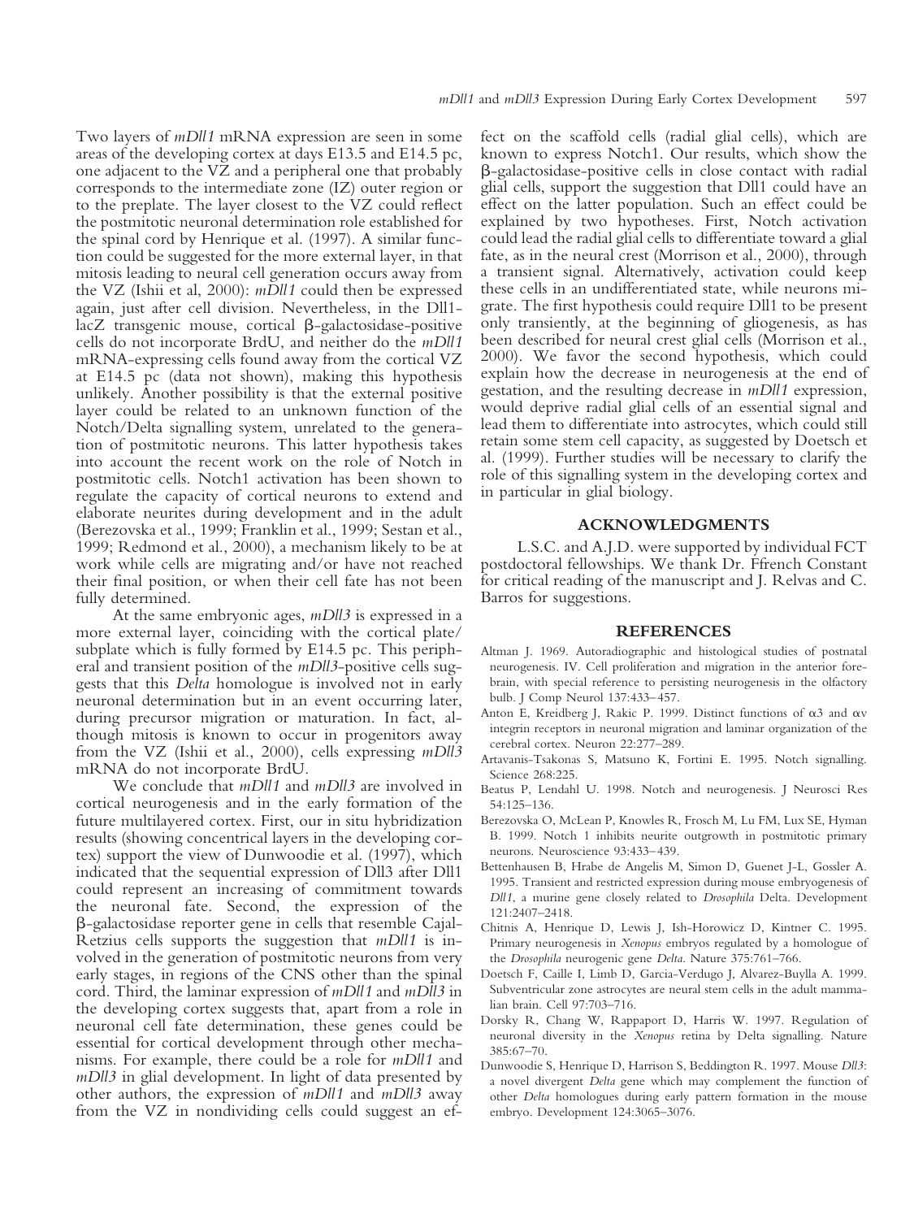Two layers of *mDll1* mRNA expression are seen in some areas of the developing cortex at days E13.5 and E14.5 pc, one adjacent to the VZ and a peripheral one that probably corresponds to the intermediate zone (IZ) outer region or to the preplate. The layer closest to the VZ could reflect the postmitotic neuronal determination role established for the spinal cord by Henrique et al. (1997). A similar function could be suggested for the more external layer, in that mitosis leading to neural cell generation occurs away from the VZ (Ishii et al, 2000): *mDll1* could then be expressed again, just after cell division. Nevertheless, in the Dll1-lacZ transgenic mouse, cortical β-galactosidase-positive cells do not incorporate BrdU, and neither do the *mDll1* mRNA-expressing cells found away from the cortical VZ at E14.5 pc (data not shown), making this hypothesis unlikely. Another possibility is that the external positive layer could be related to an unknown function of the Notch/Delta signalling system, unrelated to the generation of postmitotic neurons. This latter hypothesis takes into account the recent work on the role of Notch in postmitotic cells. Notch1 activation has been shown to regulate the capacity of cortical neurons to extend and elaborate neurites during development and in the adult (Berezovska et al., 1999; Franklin et al., 1999; Sestan et al., 1999; Redmond et al., 2000), a mechanism likely to be at work while cells are migrating and/or have not reached their final position, or when their cell fate has not been fully determined.

At the same embryonic ages, *mDll3* is expressed in a more external layer, coinciding with the cortical plate/subplate which is fully formed by E14.5 pc. This peripheral and transient position of the *mDll3*-positive cells suggests that this *Delta* homologue is involved not in early neuronal determination but in an event occurring later, during precursor migration or maturation. In fact, although mitosis is known to occur in progenitors away from the VZ (Ishii et al., 2000), cells expressing *mDll3* mRNA do not incorporate BrdU.

We conclude that *mDll1* and *mDll3* are involved in cortical neurogenesis and in the early formation of the future multilayered cortex. First, our in situ hybridization results (showing concentrical layers in the developing cortex) support the view of Dunwoodie et al. (1997), which indicated that the sequential expression of Dll3 after Dll1 could represent an increasing of commitment towards the neuronal fate. Second, the expression of the β-galactosidase reporter gene in cells that resemble Cajal-Retzius cells supports the suggestion that *mDll1* is involved in the generation of postmitotic neurons from very early stages, in regions of the CNS other than the spinal cord. Third, the laminar expression of *mDll1* and *mDll3* in the developing cortex suggests that, apart from a role in neuronal cell fate determination, these genes could be essential for cortical development through other mechanisms. For example, there could be a role for *mDll1* and *mDll3* in glial development. In light of data presented by other authors, the expression of *mDll1* and *mDll3* away from the VZ in nondividing cells could suggest an effect on the scaffold cells (radial glial cells), which are known to express Notch1. Our results, which show the β-galactosidase-positive cells in close contact with radial glial cells, support the suggestion that Dll1 could have an effect on the latter population. Such an effect could be explained by two hypotheses. First, Notch activation could lead the radial glial cells to differentiate toward a glial fate, as in the neural crest (Morrison et al., 2000), through a transient signal. Alternatively, activation could keep these cells in an undifferentiated state, while neurons migrate. The first hypothesis could require Dll1 to be present only transiently, at the beginning of gliogenesis, as has been described for neural crest glial cells (Morrison et al., 2000). We favor the second hypothesis, which could explain how the decrease in neurogenesis at the end of gestation, and the resulting decrease in *mDll1* expression, would deprive radial glial cells of an essential signal and lead them to differentiate into astrocytes, which could still retain some stem cell capacity, as suggested by Doetsch et al. (1999). Further studies will be necessary to clarify the role of this signalling system in the developing cortex and in particular in glial biology.

## ACKNOWLEDGMENTS

L.S.C. and A.J.D. were supported by individual FCT postdoctoral fellowships. We thank Dr. Ffrench Constant for critical reading of the manuscript and J. Relvas and C. Barros for suggestions.

## REFERENCES

Altman J. 1969. Autoradiographic and histological studies of postnatal neurogenesis. IV. Cell proliferation and migration in the anterior forebrain, with special reference to persisting neurogenesis in the olfactory bulb. J Comp Neurol 137:433–457.

Anton E, Kreidberg J, Rakic P. 1999. Distinct functions of α3 and αv integrin receptors in neuronal migration and laminar organization of the cerebral cortex. Neuron 22:277–289.

Artavanis-Tsakonas S, Matsuno K, Fortini E. 1995. Notch signalling. Science 268:225.

Beatus P, Lendahl U. 1998. Notch and neurogenesis. J Neurosci Res 54:125–136.

Berezovska O, McLean P, Knowles R, Frosch M, Lu FM, Lux SE, Hyman B. 1999. Notch 1 inhibits neurite outgrowth in postmitotic primary neurons. Neuroscience 93:433–439.

Bettenhausen B, Hrabe de Angelis M, Simon D, Guenet J-L, Gossler A. 1995. Transient and restricted expression during mouse embryogenesis of *Dll1*, a murine gene closely related to *Drosophila* Delta. Development 121:2407–2418.

Chitnis A, Henrique D, Lewis J, Ish-Horowicz D, Kintner C. 1995. Primary neurogenesis in *Xenopus* embryos regulated by a homologue of the *Drosophila* neurogenic gene *Delta*. Nature 375:761–766.

Doetsch F, Caille I, Limb D, Garcia-Verdugo J, Alvarez-Buylla A. 1999. Subventricular zone astrocytes are neural stem cells in the adult mammalian brain. Cell 97:703–716.

Dorsky R, Chang W, Rappaport D, Harris W. 1997. Regulation of neuronal diversity in the *Xenopus* retina by Delta signalling. Nature 385:67–70.

Dunwoodie S, Henrique D, Harrison S, Beddington R. 1997. Mouse *Dll3*: a novel divergent *Delta* gene which may complement the function of other *Delta* homologues during early pattern formation in the mouse embryo. Development 124:3065–3076.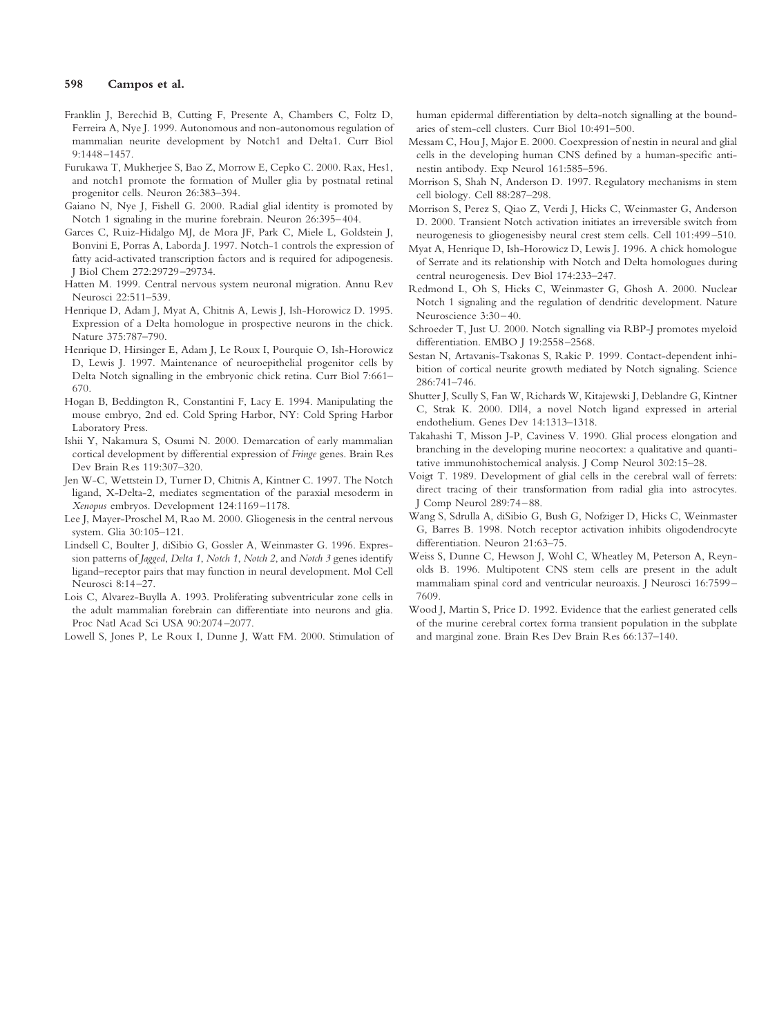Franklin J, Berechid B, Cutting F, Presente A, Chambers C, Foltz D, Ferreira A, Nye J. 1999. Autonomous and non-autonomous regulation of mammalian neurite development by Notch1 and Delta1. Curr Biol 9:1448–1457.

Furukawa T, Mukherjee S, Bao Z, Morrow E, Cepko C. 2000. Rax, Hes1, and notch1 promote the formation of Muller glia by postnatal retinal progenitor cells. Neuron 26:383–394.

Gaiano N, Nye J, Fishell G. 2000. Radial glial identity is promoted by Notch 1 signaling in the murine forebrain. Neuron 26:395–404.

Garces C, Ruiz-Hidalgo MJ, de Mora JF, Park C, Miele L, Goldstein J, Bonvini E, Porras A, Laborda J. 1997. Notch-1 controls the expression of fatty acid-activated transcription factors and is required for adipogenesis. J Biol Chem 272:29729–29734.

Hatten M. 1999. Central nervous system neuronal migration. Annu Rev Neurosci 22:511–539.

Henrique D, Adam J, Myat A, Chitnis A, Lewis J, Ish-Horowicz D. 1995. Expression of a Delta homologue in prospective neurons in the chick. Nature 375:787–790.

Henrique D, Hirsinger E, Adam J, Le Roux I, Pourquie O, Ish-Horowicz D, Lewis J. 1997. Maintenance of neuroepithelial progenitor cells by Delta Notch signalling in the embryonic chick retina. Curr Biol 7:661–670.

Hogan B, Beddington R, Constantini F, Lacy E. 1994. Manipulating the mouse embryo, 2nd ed. Cold Spring Harbor, NY: Cold Spring Harbor Laboratory Press.

Ishii Y, Nakamura S, Osumi N. 2000. Demarcation of early mammalian cortical development by differential expression of *Fringe* genes. Brain Res Dev Brain Res 119:307–320.

Jen W-C, Wettstein D, Turner D, Chitnis A, Kintner C. 1997. The Notch ligand, X-Delta-2, mediates segmentation of the paraxial mesoderm in *Xenopus* embryos. Development 124:1169–1178.

Lee J, Mayer-Proschel M, Rao M. 2000. Gliogenesis in the central nervous system. Glia 30:105–121.

Lindsell C, Boulter J, diSibio G, Gossler A, Weinmaster G. 1996. Expression patterns of *Jagged*, *Delta 1*, *Notch 1*, *Notch 2*, and *Notch 3* genes identify ligand–receptor pairs that may function in neural development. Mol Cell Neurosci 8:14–27.

Lois C, Alvarez-Buylla A. 1993. Proliferating subventricular zone cells in the adult mammalian forebrain can differentiate into neurons and glia. Proc Natl Acad Sci USA 90:2074–2077.

Lowell S, Jones P, Le Roux I, Dunne J, Watt FM. 2000. Stimulation of human epidermal differentiation by delta-notch signalling at the boundaries of stem-cell clusters. Curr Biol 10:491–500.

Messam C, Hou J, Major E. 2000. Coexpression of nestin in neural and glial cells in the developing human CNS defined by a human-specific anti-nestin antibody. Exp Neurol 161:585–596.

Morrison S, Shah N, Anderson D. 1997. Regulatory mechanisms in stem cell biology. Cell 88:287–298.

Morrison S, Perez S, Qiao Z, Verdi J, Hicks C, Weinmaster G, Anderson D. 2000. Transient Notch activation initiates an irreversible switch from neurogenesis to gliogenesisby neural crest stem cells. Cell 101:499–510.

Myat A, Henrique D, Ish-Horowicz D, Lewis J. 1996. A chick homologue of Serrate and its relationship with Notch and Delta homologues during central neurogenesis. Dev Biol 174:233–247.

Redmond L, Oh S, Hicks C, Weinmaster G, Ghosh A. 2000. Nuclear Notch 1 signaling and the regulation of dendritic development. Nature Neuroscience 3:30–40.

Schroeder T, Just U. 2000. Notch signalling via RBP-J promotes myeloid differentiation. EMBO J 19:2558–2568.

Sestan N, Artavanis-Tsakonas S, Rakic P. 1999. Contact-dependent inhibition of cortical neurite growth mediated by Notch signaling. Science 286:741–746.

Shutter J, Scully S, Fan W, Richards W, Kitajewski J, Deblandre G, Kintner C, Strak K. 2000. Dll4, a novel Notch ligand expressed in arterial endothelium. Genes Dev 14:1313–1318.

Takahashi T, Misson J-P, Caviness V. 1990. Glial process elongation and branching in the developing murine neocortex: a qualitative and quantitative immunohistochemical analysis. J Comp Neurol 302:15–28.

Voigt T. 1989. Development of glial cells in the cerebral wall of ferrets: direct tracing of their transformation from radial glia into astrocytes. J Comp Neurol 289:74–88.

Wang S, Sdrulla A, diSibio G, Bush G, Nofziger D, Hicks C, Weinmaster G, Barres B. 1998. Notch receptor activation inhibits oligodendrocyte differentiation. Neuron 21:63–75.

Weiss S, Dunne C, Hewson J, Wohl C, Wheatley M, Peterson A, Reynolds B. 1996. Multipotent CNS stem cells are present in the adult mammaliam spinal cord and ventricular neuroaxis. J Neurosci 16:7599–7609.

Wood J, Martin S, Price D. 1992. Evidence that the earliest generated cells of the murine cerebral cortex forma transient population in the subplate and marginal zone. Brain Res Dev Brain Res 66:137–140.